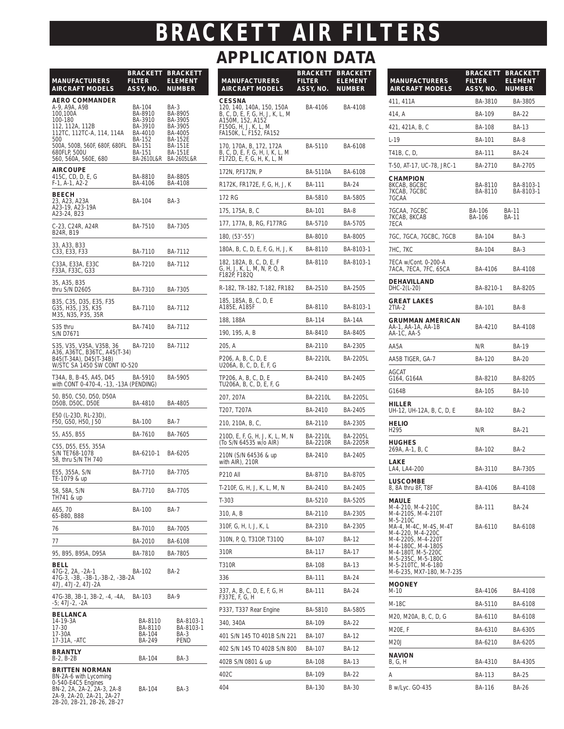# BRACKETT AIR FILTERS

## APPLICATION DATA

| MANUFACTURERS AIRCRAFT MODELS | BRACKETT FILTER ASSY, NO. | BRACKETT ELEMENT NUMBER |
|---|---|---|
| **AERO COMMANDER** | | |
| A-9, A9A, A9B | BA-104 | BA-3 |
| 100,100A | BA-8910 | BA-8905 |
| 100-180 | BA-3910 | BA-3905 |
| 112, 112A, 112B | BA-3910 | BA-3905 |
| 112TC, 112TC-A, 114, 114A | BA-4010 | BA-4005 |
| 500 | BA-152 | BA-152E |
| 500A, 500B, 560F, 680F, 680FL | BA-151 | BA-151E |
| 680FLP, 500U | BA-151 | BA-151E |
| 560, 560A, 560E, 680 | BA-2610L&R | BA-2605L&R |
| **AIRCOUPE** | | |
| 415C, CD, D, E, G | BA-8810 | BA-8805 |
| F-1, A-1, A2-2 | BA-4106 | BA-4108 |
| **BEECH** | | |
| 23, A23, A23A A23-19, A23-19A A23-24, B23 | BA-104 | BA-3 |
| C-23, C24R, A24R B24R, B19 | BA-7510 | BA-7305 |
| 33, A33, B33 C33, E33, F33 | BA-7110 | BA-7112 |
| C33A, E33A, E33C F33A, F33C, G33 | BA-7210 | BA-7112 |
| 35, A35, B35 thru S/N D2605 | BA-7310 | BA-7305 |
| B35, C35, D35, E35, F35 G35, H35, J35, K35 M35, N35, P35, 35R | BA-7110 | BA-7112 |
| S35 thru S/N D7671 | BA-7410 | BA-7112 |
| S35, V35, V35A, V35B, 36 A36, A36TC, B36TC, A45(T-34) B45(T-34A), D45(T-34B) W/STC SA 1450 SW CONT IO-520 | BA-7210 | BA-7112 |
| T34A, B, B-45, A45, D45 with CONT 0-470-4, -13, -13A (PENDING) | BA-5910 | BA-5905 |
| 50, B50, C50, D50, D50A D50B, D50C, D50E | BA-4810 | BA-4805 |
| E50 (L-23D, RL-23D), F50, G50, H50, J50 | BA-100 | BA-7 |
| 55, A55, B55 | BA-7610 | BA-7605 |
| C55, D55, E55, 355A S/N TE768-1078 58, thru S/N TH 740 | BA-6210-1 | BA-6205 |
| E55, 355A, S/N TE-1079 & up | BA-7710 | BA-7705 |
| 58, 58A, S/N TH741 & up | BA-7710 | BA-7705 |
| A65, 70 65-B80, B88 | BA-100 | BA-7 |
| 76 | BA-7010 | BA-7005 |
| 77 | BA-2010 | BA-6108 |
| 95, B95, B95A, D95A | BA-7810 | BA-7805 |
| **BELL** | | |
| 47G-2, 2A, -2A-1 47G-3, -3B, -3B-1,-3B-2, -3B-2A 47J, 47J-2, 47J-2A | BA-102 | BA-2 |
| 47G-3B, 3B-1, 3B-2, -4, -4A, -5; 47J-2, -2A | BA-103 | BA-9 |
| **BELLANCA** | | |
| 14-19-3A | BA-8110 | BA-8103-1 |
| 17-30 | BA-8110 | BA-8103-1 |
| 17-30A | BA-104 | BA-3 |
| 17-31A, -ATC | BA-249 | PEND |
| **BRANTLY** | | |
| B-2, B-2B | BA-104 | BA-3 |
| **BRITTEN NORMAN** | | |
| BN-2A-6 with Lycoming 0-540-E4C5 Engines BN-2, 2A, 2A-2, 2A-3, 2A-8 2A-9, 2A-20, 2A-21, 2A-27 2B-20, 2B-21, 2B-26, 2B-27 | BA-104 | BA-3 |

| MANUFACTURERS AIRCRAFT MODELS | BRACKETT FILTER ASSY, NO. | BRACKETT ELEMENT NUMBER |
|---|---|---|
| **CESSNA** | | |
| 120, 140, 140A, 150, 150A B, C, D, E, F, G, H, J, K, L, M A150M, 152, A152 F150G, H, J, K, L, M FA150K, L, F152, FA152 | BA-4106 | BA-4108 |
| 170, 170A, B, 172, 172A B, C, D, E, F, G, H, I, K, L, M F172D, E, F, G, H, K, L, M | BA-5110 | BA-6108 |
| 172N, P,F172N, P | BA-5110A | BA-6108 |
| R172K, FR172E, F, G, H, J, K | BA-111 | BA-24 |
| 172 RG | BA-5810 | BA-5805 |
| 175, 175A, B, C | BA-101 | BA-8 |
| 177, 177A, B, RG, F177RG | BA-5710 | BA-5705 |
| 180, (53'-55') | BA-8010 | BA-8005 |
| 180A, B, C, D, E, F, G, H, J, K | BA-8110 | BA-8103-1 |
| 182, 182A, B, C, D, E, F G, H, J, K, L, M, N, P, Q, R F182P, F182Q | BA-8110 | BA-8103-1 |
| R-182, TR-182, T-182, FR182 | BA-2510 | BA-2505 |
| 185, 185A, B, C, D, E A185E, A185F | BA-8110 | BA-8103-1 |
| 188, 188A | BA-114 | BA-14A |
| 190, 195, A, B | BA-8410 | BA-8405 |
| 205, A | BA-2110 | BA-2305 |
| P206, A, B, C, D, E U206A, B, C, D, E, F, G | BA-2210L | BA-2205L |
| TP206, A, B, C, D, E TU206A, B, C, D, E, F, G | BA-2410 | BA-2405 |
| 207, 207A | BA-2210L | BA-2205L |
| T207, T207A | BA-2410 | BA-2405 |
| 210, 210A, B, C, | BA-2110 | BA-2305 |
| 210D, E, F, G, H, J, K, L, M, N (To S/N 64535 w/o AIR) | BA-2210L BA-2210R | BA-2205L BA-2205R |
| 210N (S/N 64536 & up with AIR), 210R | BA-2410 | BA-2405 |
| P210 All | BA-8710 | BA-8705 |
| T-210F, G, H, J, K, L, M, N | BA-2410 | BA-2405 |
| T-303 | BA-5210 | BA-5205 |
| 310, A, B | BA-2110 | BA-2305 |
| 310F, G, H, I, J, K, L | BA-2310 | BA-2305 |
| 310N, P, Q, T310P, T310Q | BA-107 | BA-12 |
| 310R | BA-117 | BA-17 |
| T310R | BA-108 | BA-13 |
| 336 | BA-111 | BA-24 |
| 337, A, B, C, D, E, F, G, H F337E, F, G, H | BA-111 | BA-24 |
| P337, T337 Rear Engine | BA-5810 | BA-5805 |
| 340, 340A | BA-109 | BA-22 |
| 401 S/N 145 TO 401B S/N 221 | BA-107 | BA-12 |
| 402 S/N 145 TO 402B S/N 800 | BA-107 | BA-12 |
| 402B S/N 0801 & up | BA-108 | BA-13 |
| 402C | BA-109 | BA-22 |
| 404 | BA-130 | BA-30 |

| MANUFACTURERS AIRCRAFT MODELS | BRACKETT FILTER ASSY, NO. | BRACKETT ELEMENT NUMBER |
|---|---|---|
| 411, 411A | BA-3810 | BA-3805 |
| 414, A | BA-109 | BA-22 |
| 421, 421A, B, C | BA-108 | BA-13 |
| L-19 | BA-101 | BA-8 |
| T41B, C, D, | BA-111 | BA-24 |
| T-50, AT-17, UC-78, JRC-1 | BA-2710 | BA-2705 |
| **CHAMPION** | | |
| 8KCAB, 8GCBC 7KCAB, 7GCBC 7GCAA | BA-8110 BA-8110 | BA-8103-1 BA-8103-1 |
| 7GCAA, 7GCBC 7KCAB, 8KCAB 7ECA | BA-106 BA-106 | BA-11 BA-11 |
| 7GC, 7GCA, 7GCBC, 7GCB | BA-104 | BA-3 |
| 7HC, 7KC | BA-104 | BA-3 |
| 7ECA w/Cont. 0-200-A 7ACA, 7ECA, 7FC, 65CA | BA-4106 | BA-4108 |
| **DEHAVILLAND** | | |
| DHC-2(L-20) | BA-8210-1 | BA-8205 |
| **GREAT LAKES** | | |
| 2TIA-2 | BA-101 | BA-8 |
| **GRUMMAN AMERICAN** | | |
| AA-1, AA-1A, AA-1B AA-1C, AA-5 | BA-4210 | BA-4108 |
| AA5A | N/R | BA-19 |
| AA5B TIGER, GA-7 | BA-120 | BA-20 |
| AGCAT G164, G164A | BA-8210 | BA-8205 |
| G164B | BA-105 | BA-10 |
| **HILLER** | | |
| UH-12, UH-12A, B, C, D, E | BA-102 | BA-2 |
| **HELIO** | | |
| H295 | N/R | BA-21 |
| **HUGHES** | | |
| 269A, A-1, B, C | BA-102 | BA-2 |
| **LAKE** | | |
| LA4, LA4-200 | BA-3110 | BA-7305 |
| **LUSCOMBE** | | |
| 8, 8A thru 8F, T8F | BA-4106 | BA-4108 |
| **MAULE** | | |
| M-4-210, M-4-210C M-4-210S, M-4-210T M-5-210C | BA-111 | BA-24 |
| MA-4, M-4C, M-4S, M-4T M-4-220, M-4-220C M-4-220S, M-4-220T M-4-180C, M-4-180S M-4-180T, M-5-220C M-5-235C, M-5-180C M-5-210TC, M-6-180 M-6-235, MX7-180, M-7-235 | BA-6110 | BA-6108 |
| **MOONEY** | | |
| M-10 | BA-4106 | BA-4108 |
| M-18C | BA-5110 | BA-6108 |
| M20, M20A, B, C, D, G | BA-6110 | BA-6108 |
| M20E, F | BA-6310 | BA-6305 |
| M20J | BA-6210 | BA-6205 |
| **NAVION** | | |
| B, G, H | BA-4310 | BA-4305 |
| A | BA-113 | BA-25 |
| B w/Lyc. GO-435 | BA-116 | BA-26 |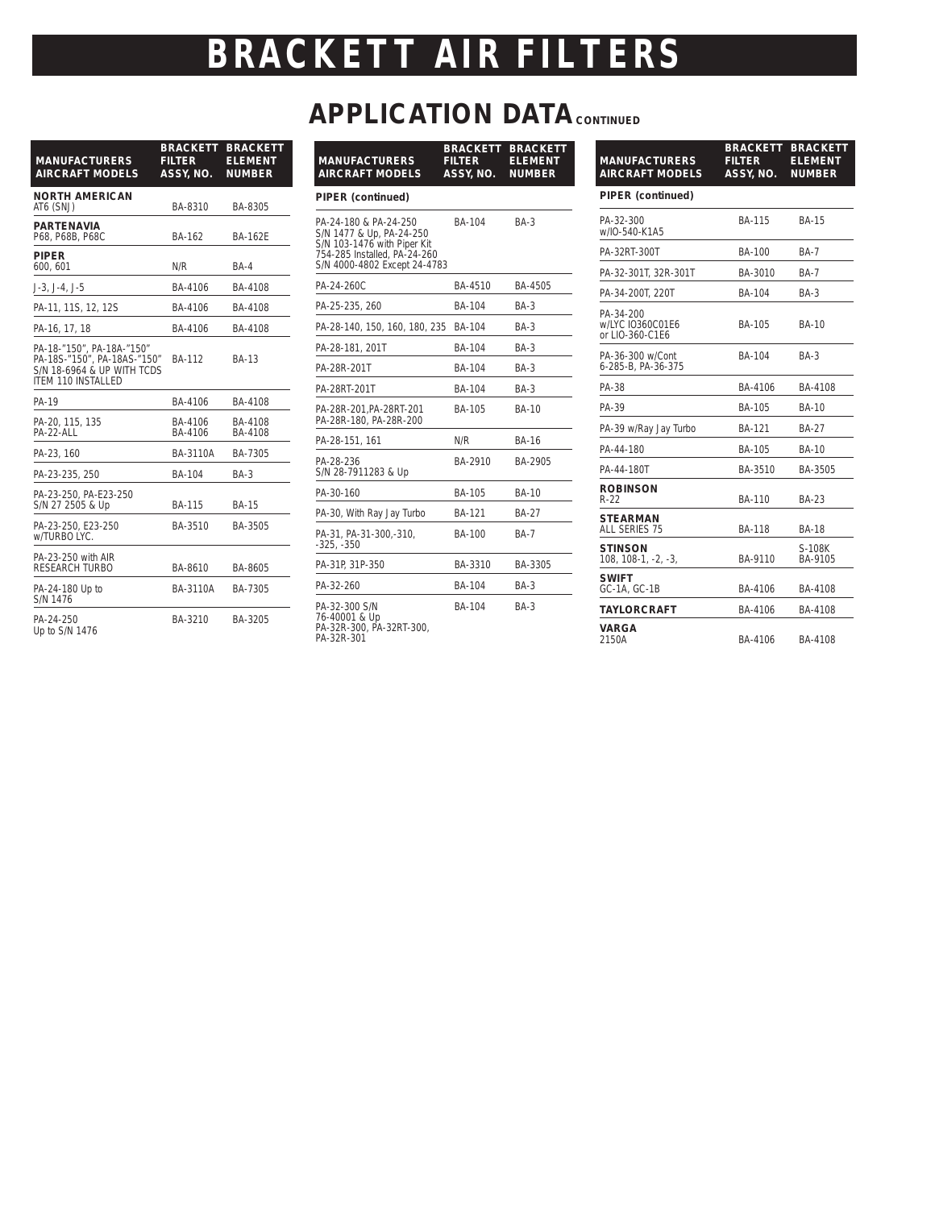# BRACKETT AIR FILTERS

## APPLICATION DATA CONTINUED

| MANUFACTURERS AIRCRAFT MODELS | BRACKETT FILTER ASSY, NO. | BRACKETT ELEMENT NUMBER |
|---|---|---|
| **NORTH AMERICAN** AT6 (SNJ) | BA-8310 | BA-8305 |
| **PARTENAVIA** P68, P68B, P68C | BA-162 | BA-162E |
| **PIPER** 600, 601 | N/R | BA-4 |
| J-3, J-4, J-5 | BA-4106 | BA-4108 |
| PA-11, 11S, 12, 12S | BA-4106 | BA-4108 |
| PA-16, 17, 18 | BA-4106 | BA-4108 |
| PA-18-"150", PA-18A-"150" PA-18S-"150", PA-18AS-"150" S/N 18-6964 & UP WITH TCDS ITEM 110 INSTALLED | BA-112 | BA-13 |
| PA-19 | BA-4106 | BA-4108 |
| PA-20, 115, 135 PA-22-ALL | BA-4106 BA-4106 | BA-4108 BA-4108 |
| PA-23, 160 | BA-3110A | BA-7305 |
| PA-23-235, 250 | BA-104 | BA-3 |
| PA-23-250, PA-E23-250 S/N 27 2505 & Up | BA-115 | BA-15 |
| PA-23-250, E23-250 w/TURBO LYC. | BA-3510 | BA-3505 |
| PA-23-250 with AIR RESEARCH TURBO | BA-8610 | BA-8605 |
| PA-24-180 Up to S/N 1476 | BA-3110A | BA-7305 |
| PA-24-250 Up to S/N 1476 | BA-3210 | BA-3205 |

| MANUFACTURERS AIRCRAFT MODELS | BRACKETT FILTER ASSY, NO. | BRACKETT ELEMENT NUMBER |
|---|---|---|
| **PIPER (continued)** | | |
| PA-24-180 & PA-24-250 S/N 1477 & Up, PA-24-250 S/N 103-1476 with Piper Kit 754-285 Installed, PA-24-260 S/N 4000-4802 Except 24-4783 | BA-104 | BA-3 |
| PA-24-260C | BA-4510 | BA-4505 |
| PA-25-235, 260 | BA-104 | BA-3 |
| PA-28-140, 150, 160, 180, 235 | BA-104 | BA-3 |
| PA-28-181, 201T | BA-104 | BA-3 |
| PA-28R-201T | BA-104 | BA-3 |
| PA-28RT-201T | BA-104 | BA-3 |
| PA-28R-201,PA-28RT-201 PA-28R-180, PA-28R-200 | BA-105 | BA-10 |
| PA-28-151, 161 | N/R | BA-16 |
| PA-28-236 S/N 28-7911283 & Up | BA-2910 | BA-2905 |
| PA-30-160 | BA-105 | BA-10 |
| PA-30, With Ray Jay Turbo | BA-121 | BA-27 |
| PA-31, PA-31-300,-310, -325, -350 | BA-100 | BA-7 |
| PA-31P, 31P-350 | BA-3310 | BA-3305 |
| PA-32-260 | BA-104 | BA-3 |
| PA-32-300 S/N 76-40001 & Up PA-32R-300, PA-32RT-300, PA-32R-301 | BA-104 | BA-3 |

| MANUFACTURERS AIRCRAFT MODELS | BRACKETT FILTER ASSY, NO. | BRACKETT ELEMENT NUMBER |
|---|---|---|
| **PIPER (continued)** | | |
| PA-32-300 w/IO-540-K1A5 | BA-115 | BA-15 |
| PA-32RT-300T | BA-100 | BA-7 |
| PA-32-301T, 32R-301T | BA-3010 | BA-7 |
| PA-34-200T, 220T | BA-104 | BA-3 |
| PA-34-200 w/LYC IO360C01E6 or LIO-360-C1E6 | BA-105 | BA-10 |
| PA-36-300 w/Cont 6-285-B, PA-36-375 | BA-104 | BA-3 |
| PA-38 | BA-4106 | BA-4108 |
| PA-39 | BA-105 | BA-10 |
| PA-39 w/Ray Jay Turbo | BA-121 | BA-27 |
| PA-44-180 | BA-105 | BA-10 |
| PA-44-180T | BA-3510 | BA-3505 |
| **ROBINSON** R-22 | BA-110 | BA-23 |
| **STEARMAN** ALL SERIES 75 | BA-118 | BA-18 |
| **STINSON** 108, 108-1, -2, -3, | BA-9110 | S-108K BA-9105 |
| **SWIFT** GC-1A, GC-1B | BA-4106 | BA-4108 |
| **TAYLORCRAFT** | BA-4106 | BA-4108 |
| **VARGA** 2150A | BA-4106 | BA-4108 |